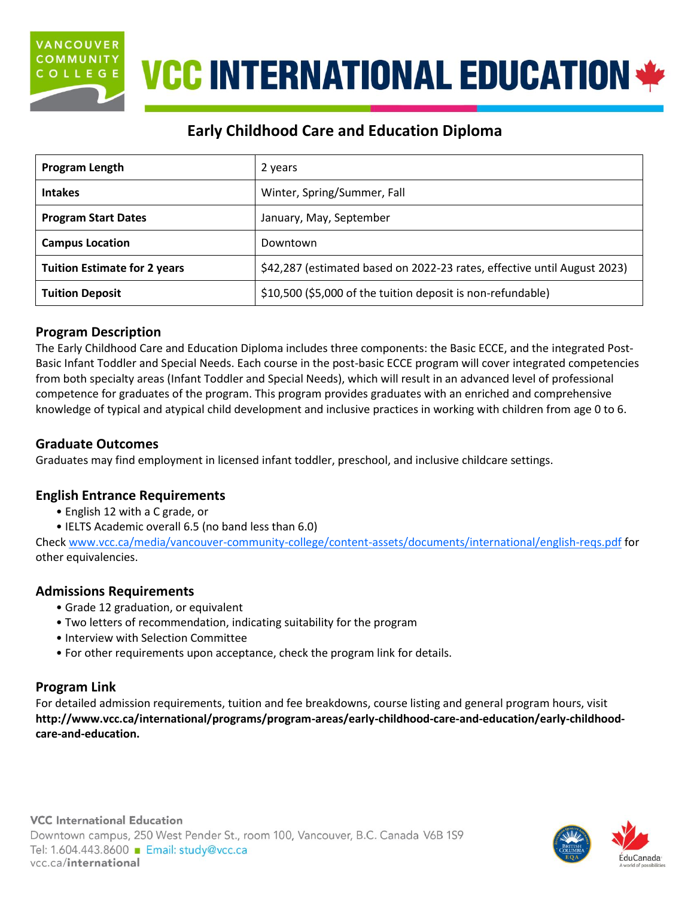# VCC INTERNATIONAL EDUCATION

## Early Childhood Care and Education Diploma

| **Program Length** | 2 years |
|---|---|
| **Intakes** | Winter, Spring/Summer, Fall |
| **Program Start Dates** | January, May, September |
| **Campus Location** | Downtown |
| **Tuition Estimate for 2 years** | $42,287 (estimated based on 2022-23 rates, effective until August 2023) |
| **Tuition Deposit** | $10,500 ($5,000 of the tuition deposit is non-refundable) |

### Program Description

The Early Childhood Care and Education Diploma includes three components: the Basic ECCE, and the integrated Post-Basic Infant Toddler and Special Needs. Each course in the post-basic ECCE program will cover integrated competencies from both specialty areas (Infant Toddler and Special Needs), which will result in an advanced level of professional competence for graduates of the program. This program provides graduates with an enriched and comprehensive knowledge of typical and atypical child development and inclusive practices in working with children from age 0 to 6.

### Graduate Outcomes

Graduates may find employment in licensed infant toddler, preschool, and inclusive childcare settings.

### English Entrance Requirements

- English 12 with a C grade, or
- IELTS Academic overall 6.5 (no band less than 6.0)

Check www.vcc.ca/media/vancouver-community-college/content-assets/documents/international/english-reqs.pdf for other equivalencies.

### Admissions Requirements

- Grade 12 graduation, or equivalent
- Two letters of recommendation, indicating suitability for the program
- Interview with Selection Committee
- For other requirements upon acceptance, check the program link for details.

### Program Link

For detailed admission requirements, tuition and fee breakdowns, course listing and general program hours, visit **http://www.vcc.ca/international/programs/program-areas/early-childhood-care-and-education/early-childhood-care-and-education.**

**VCC International Education**
Downtown campus, 250 West Pender St., room 100, Vancouver, B.C. Canada V6B 1S9
Tel: 1.604.443.8600 ■ Email: study@vcc.ca
vcc.ca/**international**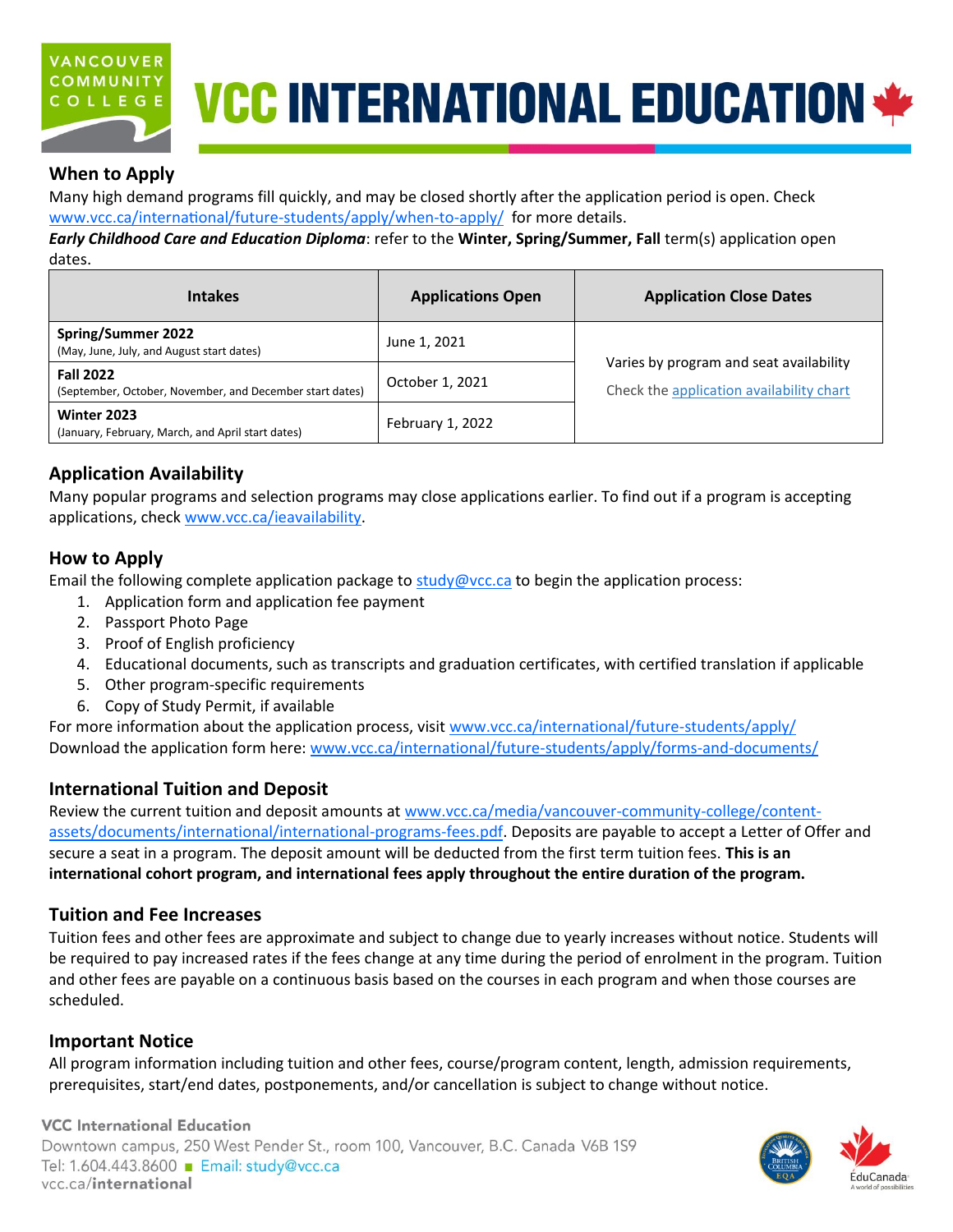# VCC INTERNATIONAL EDUCATION

## When to Apply

Many high demand programs fill quickly, and may be closed shortly after the application period is open. Check www.vcc.ca/international/future-students/apply/when-to-apply/ for more details.

***Early Childhood Care and Education Diploma***: refer to the **Winter, Spring/Summer, Fall** term(s) application open dates.

| Intakes | Applications Open | Application Close Dates |
|---|---|---|
| **Spring/Summer 2022** (May, June, July, and August start dates) | June 1, 2021 | Varies by program and seat availability<br>Check the application availability chart |
| **Fall 2022** (September, October, November, and December start dates) | October 1, 2021 | |
| **Winter 2023** (January, February, March, and April start dates) | February 1, 2022 | |

## Application Availability

Many popular programs and selection programs may close applications earlier. To find out if a program is accepting applications, check www.vcc.ca/ieavailability.

## How to Apply

Email the following complete application package to study@vcc.ca to begin the application process:

1. Application form and application fee payment
2. Passport Photo Page
3. Proof of English proficiency
4. Educational documents, such as transcripts and graduation certificates, with certified translation if applicable
5. Other program-specific requirements
6. Copy of Study Permit, if available

For more information about the application process, visit www.vcc.ca/international/future-students/apply/
Download the application form here: www.vcc.ca/international/future-students/apply/forms-and-documents/

## International Tuition and Deposit

Review the current tuition and deposit amounts at www.vcc.ca/media/vancouver-community-college/content-assets/documents/international/international-programs-fees.pdf. Deposits are payable to accept a Letter of Offer and secure a seat in a program. The deposit amount will be deducted from the first term tuition fees. **This is an international cohort program, and international fees apply throughout the entire duration of the program.**

## Tuition and Fee Increases

Tuition fees and other fees are approximate and subject to change due to yearly increases without notice. Students will be required to pay increased rates if the fees change at any time during the period of enrolment in the program. Tuition and other fees are payable on a continuous basis based on the courses in each program and when those courses are scheduled.

## Important Notice

All program information including tuition and other fees, course/program content, length, admission requirements, prerequisites, start/end dates, postponements, and/or cancellation is subject to change without notice.

**VCC International Education**
Downtown campus, 250 West Pender St., room 100, Vancouver, B.C. Canada V6B 1S9
Tel: 1.604.443.8600 ■ Email: study@vcc.ca
vcc.ca/**international**